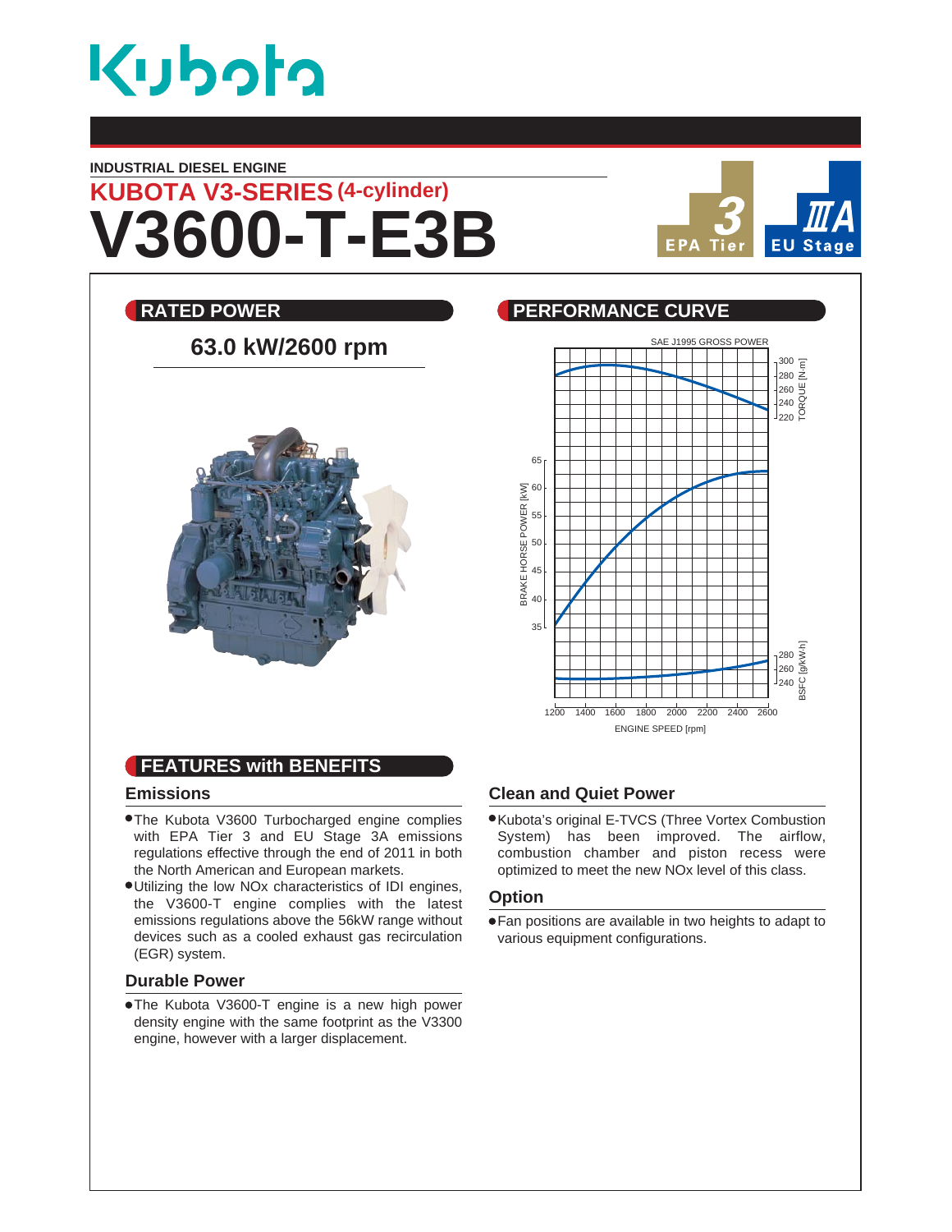# Kubota

INDUSTRIAL DIESEL ENGINE

## KUBOTA V3-SERIES (4-cylinder)

# V3600-T-E3B

3 EPA Tier | IIIA EU Stage

## RATED POWER

**63.0 kW/2600 rpm**

## PERFORMANCE CURVE

SAE J1995 GROSS POWER

TORQUE [N·m]: 220, 240, 260, 280, 300

BRAKE HORSE POWER [kW]: 35, 40, 45, 50, 55, 60, 65

BSFC [g/kW·h]: 240, 260, 280

ENGINE SPEED [rpm]: 1200, 1400, 1600, 1800, 2000, 2200, 2400, 2600

## FEATURES with BENEFITS

### Emissions

- The Kubota V3600 Turbocharged engine complies with EPA Tier 3 and EU Stage 3A emissions regulations effective through the end of 2011 in both the North American and European markets.
- Utilizing the low NOx characteristics of IDI engines, the V3600-T engine complies with the latest emissions regulations above the 56kW range without devices such as a cooled exhaust gas recirculation (EGR) system.

### Durable Power

- The Kubota V3600-T engine is a new high power density engine with the same footprint as the V3300 engine, however with a larger displacement.

### Clean and Quiet Power

- Kubota's original E-TVCS (Three Vortex Combustion System) has been improved. The airflow, combustion chamber and piston recess were optimized to meet the new NOx level of this class.

### Option

- Fan positions are available in two heights to adapt to various equipment configurations.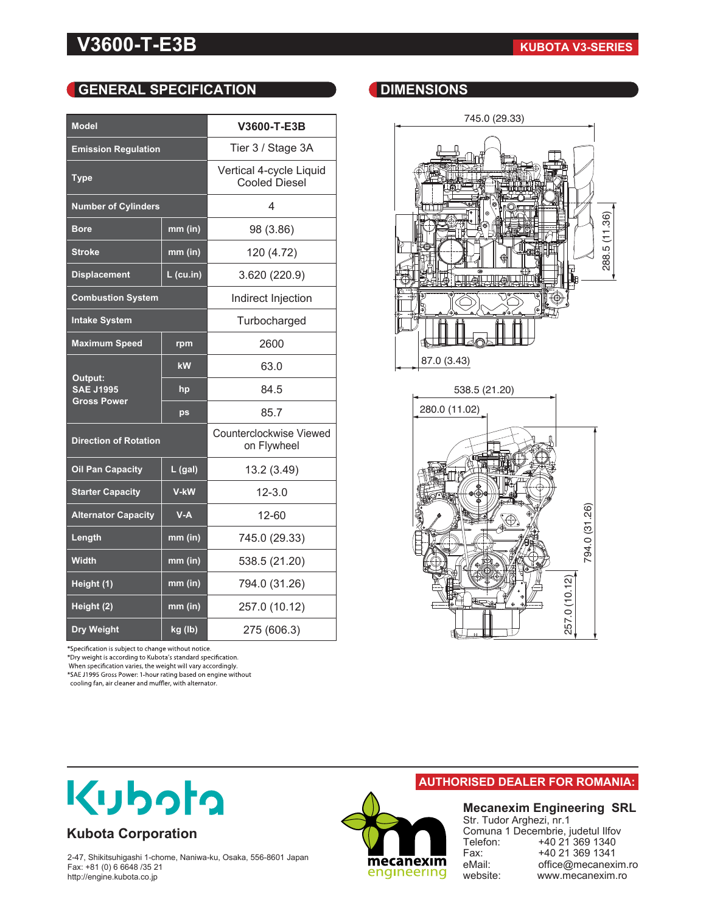# V3600-T-E3B

KUBOTA V3-SERIES

## GENERAL SPECIFICATION

| | | |
|---|---|---|
| Model | | V3600-T-E3B |
| Emission Regulation | | Tier 3 / Stage 3A |
| Type | | Vertical 4-cycle Liquid Cooled Diesel |
| Number of Cylinders | | 4 |
| Bore | mm (in) | 98 (3.86) |
| Stroke | mm (in) | 120 (4.72) |
| Displacement | L (cu.in) | 3.620 (220.9) |
| Combustion System | | Indirect Injection |
| Intake System | | Turbocharged |
| Maximum Speed | rpm | 2600 |
| Output: SAE J1995 Gross Power | kW | 63.0 |
| | hp | 84.5 |
| | ps | 85.7 |
| Direction of Rotation | | Counterclockwise Viewed on Flywheel |
| Oil Pan Capacity | L (gal) | 13.2 (3.49) |
| Starter Capacity | V-kW | 12-3.0 |
| Alternator Capacity | V-A | 12-60 |
| Length | mm (in) | 745.0 (29.33) |
| Width | mm (in) | 538.5 (21.20) |
| Height (1) | mm (in) | 794.0 (31.26) |
| Height (2) | mm (in) | 257.0 (10.12) |
| Dry Weight | kg (lb) | 275 (606.3) |

*Specification is subject to change without notice.
*Dry weight is according to Kubota's standard specification.
When specification varies, the weight will vary accordingly.
*SAE J1995 Gross Power: 1-hour rating based on engine without cooling fan, air cleaner and muffler, with alternator.

## DIMENSIONS

745.0 (29.33)
288.5 (11.36)
87.0 (3.43)

538.5 (21.20)
280.0 (11.02)
794.0 (31.26)
257.0 (10.12)

---

Kubota

**Kubota Corporation**

2-47, Shikitsuhigashi 1-chome, Naniwa-ku, Osaka, 556-8601 Japan
Fax: +81 (0) 6 6648 /35 21
http://engine.kubota.co.jp

mecanexim engineering

**AUTHORISED DEALER FOR ROMANIA:**

**Mecanexim Engineering SRL**
Str. Tudor Arghezi, nr.1
Comuna 1 Decembrie, judetul Ilfov
Telefon: +40 21 369 1340
Fax: +40 21 369 1341
eMail: office@mecanexim.ro
website: www.mecanexim.ro